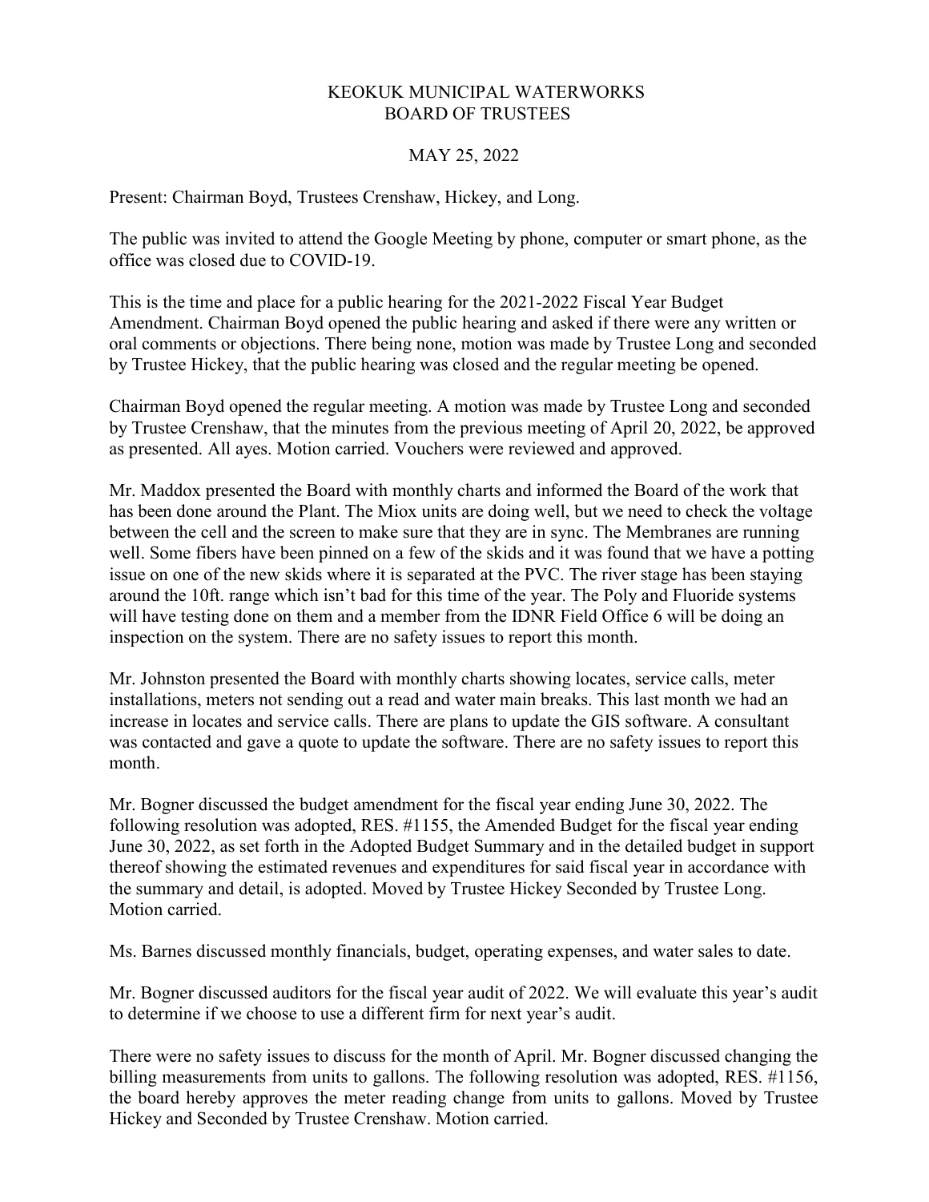# KEOKUK MUNICIPAL WATERWORKS
# BOARD OF TRUSTEES

## MAY 25, 2022

Present: Chairman Boyd, Trustees Crenshaw, Hickey, and Long.

The public was invited to attend the Google Meeting by phone, computer or smart phone, as the office was closed due to COVID-19.

This is the time and place for a public hearing for the 2021-2022 Fiscal Year Budget Amendment. Chairman Boyd opened the public hearing and asked if there were any written or oral comments or objections. There being none, motion was made by Trustee Long and seconded by Trustee Hickey, that the public hearing was closed and the regular meeting be opened.

Chairman Boyd opened the regular meeting. A motion was made by Trustee Long and seconded by Trustee Crenshaw, that the minutes from the previous meeting of April 20, 2022, be approved as presented. All ayes. Motion carried. Vouchers were reviewed and approved.

Mr. Maddox presented the Board with monthly charts and informed the Board of the work that has been done around the Plant. The Miox units are doing well, but we need to check the voltage between the cell and the screen to make sure that they are in sync. The Membranes are running well. Some fibers have been pinned on a few of the skids and it was found that we have a potting issue on one of the new skids where it is separated at the PVC. The river stage has been staying around the 10ft. range which isn't bad for this time of the year. The Poly and Fluoride systems will have testing done on them and a member from the IDNR Field Office 6 will be doing an inspection on the system. There are no safety issues to report this month.

Mr. Johnston presented the Board with monthly charts showing locates, service calls, meter installations, meters not sending out a read and water main breaks. This last month we had an increase in locates and service calls. There are plans to update the GIS software. A consultant was contacted and gave a quote to update the software. There are no safety issues to report this month.

Mr. Bogner discussed the budget amendment for the fiscal year ending June 30, 2022. The following resolution was adopted, RES. #1155, the Amended Budget for the fiscal year ending June 30, 2022, as set forth in the Adopted Budget Summary and in the detailed budget in support thereof showing the estimated revenues and expenditures for said fiscal year in accordance with the summary and detail, is adopted. Moved by Trustee Hickey Seconded by Trustee Long. Motion carried.

Ms. Barnes discussed monthly financials, budget, operating expenses, and water sales to date.

Mr. Bogner discussed auditors for the fiscal year audit of 2022. We will evaluate this year's audit to determine if we choose to use a different firm for next year's audit.

There were no safety issues to discuss for the month of April. Mr. Bogner discussed changing the billing measurements from units to gallons. The following resolution was adopted, RES. #1156, the board hereby approves the meter reading change from units to gallons. Moved by Trustee Hickey and Seconded by Trustee Crenshaw. Motion carried.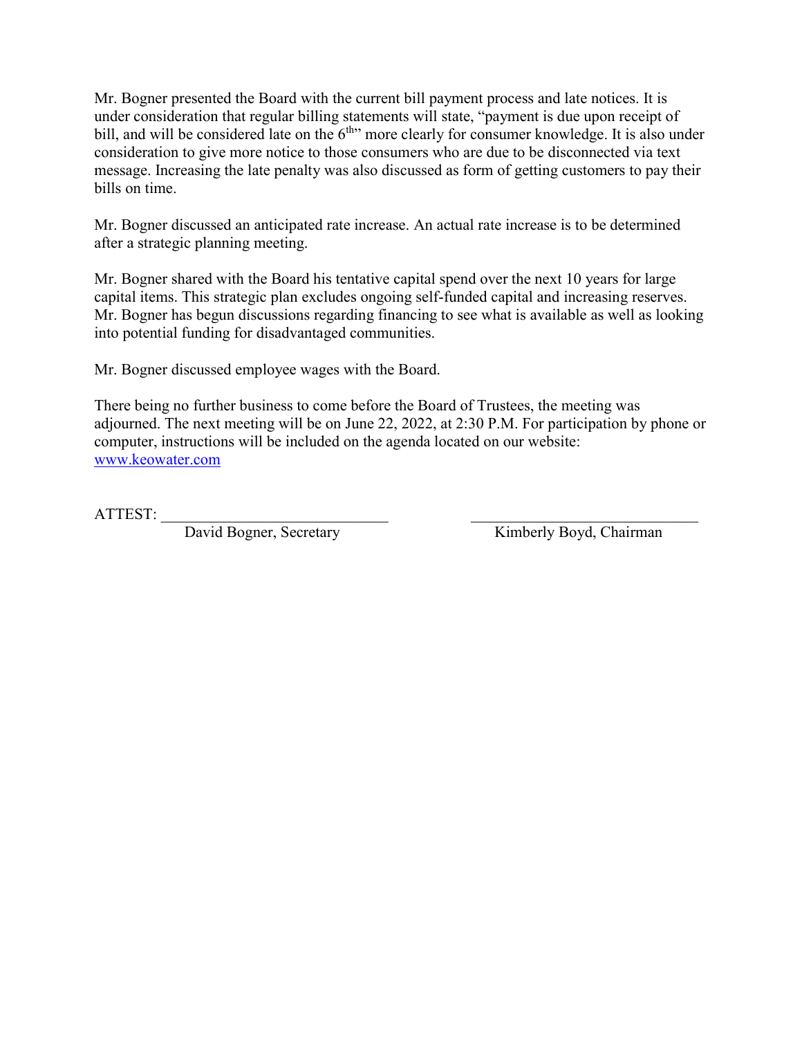Mr. Bogner presented the Board with the current bill payment process and late notices. It is under consideration that regular billing statements will state, "payment is due upon receipt of bill, and will be considered late on the 6th" more clearly for consumer knowledge. It is also under consideration to give more notice to those consumers who are due to be disconnected via text message. Increasing the late penalty was also discussed as form of getting customers to pay their bills on time.

Mr. Bogner discussed an anticipated rate increase. An actual rate increase is to be determined after a strategic planning meeting.

Mr. Bogner shared with the Board his tentative capital spend over the next 10 years for large capital items. This strategic plan excludes ongoing self-funded capital and increasing reserves. Mr. Bogner has begun discussions regarding financing to see what is available as well as looking into potential funding for disadvantaged communities.

Mr. Bogner discussed employee wages with the Board.

There being no further business to come before the Board of Trustees, the meeting was adjourned. The next meeting will be on June 22, 2022, at 2:30 P.M. For participation by phone or computer, instructions will be included on the agenda located on our website: [www.keowater.com](http://www.keowater.com)

ATTEST: ____________________________ ____________________________

David Bogner, Secretary Kimberly Boyd, Chairman